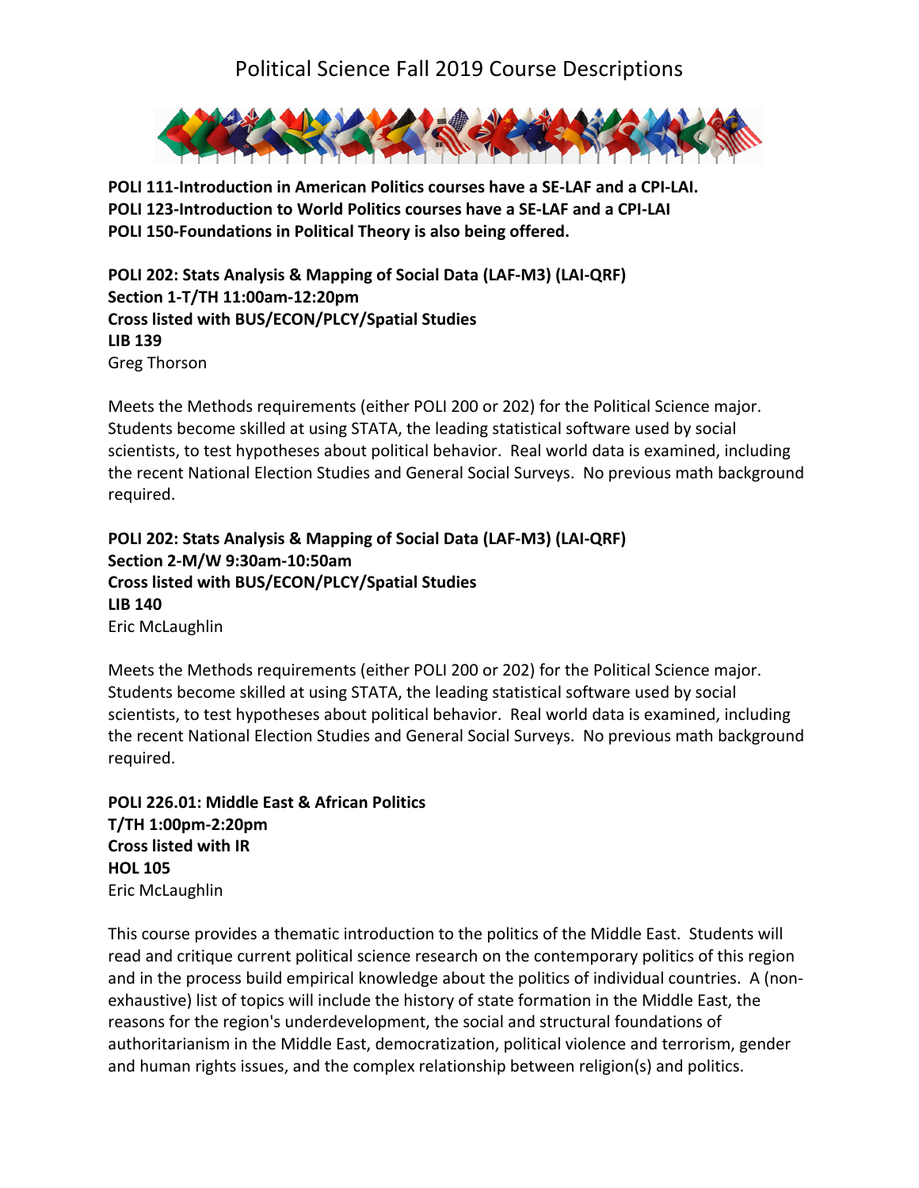# Political Science Fall 2019 Course Descriptions

**POLI 111-Introduction in American Politics courses have a SE-LAF and a CPI-LAI.**
**POLI 123-Introduction to World Politics courses have a SE-LAF and a CPI-LAI**
**POLI 150-Foundations in Political Theory is also being offered.**

**POLI 202: Stats Analysis & Mapping of Social Data (LAF-M3) (LAI-QRF)**
**Section 1-T/TH 11:00am-12:20pm**
**Cross listed with BUS/ECON/PLCY/Spatial Studies**
**LIB 139**
Greg Thorson

Meets the Methods requirements (either POLI 200 or 202) for the Political Science major. Students become skilled at using STATA, the leading statistical software used by social scientists, to test hypotheses about political behavior. Real world data is examined, including the recent National Election Studies and General Social Surveys. No previous math background required.

**POLI 202: Stats Analysis & Mapping of Social Data (LAF-M3) (LAI-QRF)**
**Section 2-M/W 9:30am-10:50am**
**Cross listed with BUS/ECON/PLCY/Spatial Studies**
**LIB 140**
Eric McLaughlin

Meets the Methods requirements (either POLI 200 or 202) for the Political Science major. Students become skilled at using STATA, the leading statistical software used by social scientists, to test hypotheses about political behavior. Real world data is examined, including the recent National Election Studies and General Social Surveys. No previous math background required.

**POLI 226.01: Middle East & African Politics**
**T/TH 1:00pm-2:20pm**
**Cross listed with IR**
**HOL 105**
Eric McLaughlin

This course provides a thematic introduction to the politics of the Middle East. Students will read and critique current political science research on the contemporary politics of this region and in the process build empirical knowledge about the politics of individual countries. A (non-exhaustive) list of topics will include the history of state formation in the Middle East, the reasons for the region's underdevelopment, the social and structural foundations of authoritarianism in the Middle East, democratization, political violence and terrorism, gender and human rights issues, and the complex relationship between religion(s) and politics.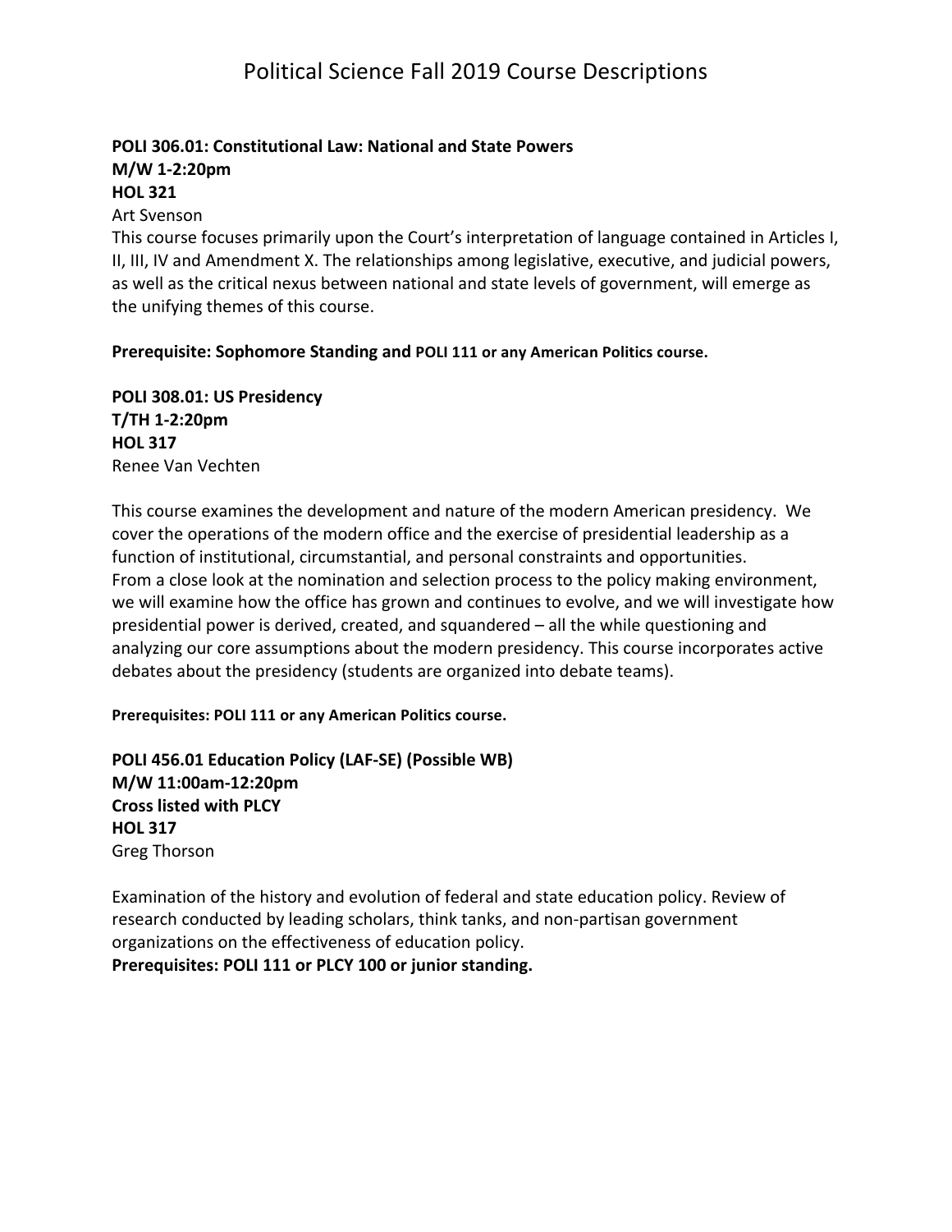# Political Science Fall 2019 Course Descriptions

**POLI 306.01: Constitutional Law: National and State Powers**
**M/W 1-2:20pm**
**HOL 321**
Art Svenson
This course focuses primarily upon the Court's interpretation of language contained in Articles I, II, III, IV and Amendment X. The relationships among legislative, executive, and judicial powers, as well as the critical nexus between national and state levels of government, will emerge as the unifying themes of this course.

**Prerequisite: Sophomore Standing and POLI 111 or any American Politics course.**

**POLI 308.01: US Presidency**
**T/TH 1-2:20pm**
**HOL 317**
Renee Van Vechten

This course examines the development and nature of the modern American presidency. We cover the operations of the modern office and the exercise of presidential leadership as a function of institutional, circumstantial, and personal constraints and opportunities. From a close look at the nomination and selection process to the policy making environment, we will examine how the office has grown and continues to evolve, and we will investigate how presidential power is derived, created, and squandered – all the while questioning and analyzing our core assumptions about the modern presidency. This course incorporates active debates about the presidency (students are organized into debate teams).

**Prerequisites: POLI 111 or any American Politics course.**

**POLI 456.01 Education Policy (LAF-SE) (Possible WB)**
**M/W 11:00am-12:20pm**
**Cross listed with PLCY**
**HOL 317**
Greg Thorson

Examination of the history and evolution of federal and state education policy. Review of research conducted by leading scholars, think tanks, and non-partisan government organizations on the effectiveness of education policy.
**Prerequisites: POLI 111 or PLCY 100 or junior standing.**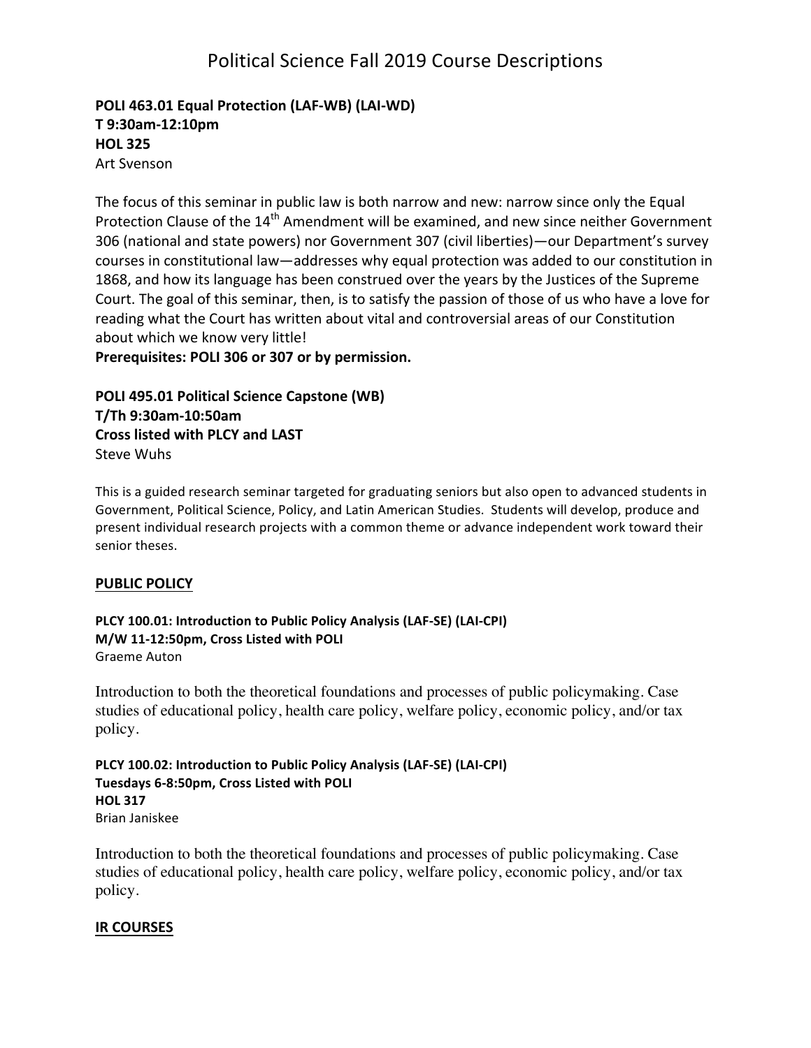# Political Science Fall 2019 Course Descriptions

**POLI 463.01 Equal Protection (LAF-WB) (LAI-WD)**
**T 9:30am-12:10pm**
**HOL 325**
Art Svenson

The focus of this seminar in public law is both narrow and new: narrow since only the Equal Protection Clause of the 14th Amendment will be examined, and new since neither Government 306 (national and state powers) nor Government 307 (civil liberties)—our Department's survey courses in constitutional law—addresses why equal protection was added to our constitution in 1868, and how its language has been construed over the years by the Justices of the Supreme Court. The goal of this seminar, then, is to satisfy the passion of those of us who have a love for reading what the Court has written about vital and controversial areas of our Constitution about which we know very little!
**Prerequisites: POLI 306 or 307 or by permission.**

**POLI 495.01 Political Science Capstone (WB)**
**T/Th 9:30am-10:50am**
**Cross listed with PLCY and LAST**
Steve Wuhs

This is a guided research seminar targeted for graduating seniors but also open to advanced students in Government, Political Science, Policy, and Latin American Studies. Students will develop, produce and present individual research projects with a common theme or advance independent work toward their senior theses.

## PUBLIC POLICY

**PLCY 100.01: Introduction to Public Policy Analysis (LAF-SE) (LAI-CPI)**
**M/W 11-12:50pm, Cross Listed with POLI**
Graeme Auton

Introduction to both the theoretical foundations and processes of public policymaking. Case studies of educational policy, health care policy, welfare policy, economic policy, and/or tax policy.

**PLCY 100.02: Introduction to Public Policy Analysis (LAF-SE) (LAI-CPI)**
**Tuesdays 6-8:50pm, Cross Listed with POLI**
**HOL 317**
Brian Janiskee

Introduction to both the theoretical foundations and processes of public policymaking. Case studies of educational policy, health care policy, welfare policy, economic policy, and/or tax policy.

## IR COURSES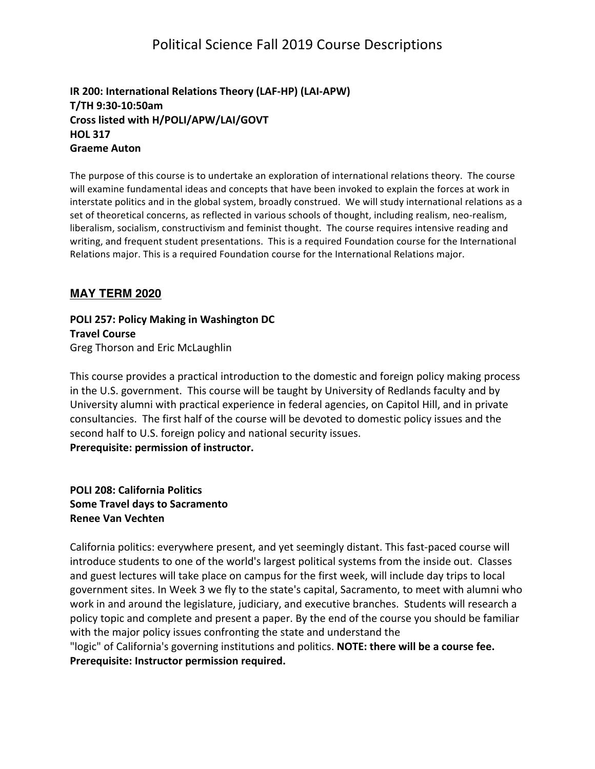# Political Science Fall 2019 Course Descriptions

**IR 200: International Relations Theory (LAF-HP) (LAI-APW)**
**T/TH 9:30-10:50am**
**Cross listed with H/POLI/APW/LAI/GOVT**
**HOL 317**
**Graeme Auton**

The purpose of this course is to undertake an exploration of international relations theory. The course will examine fundamental ideas and concepts that have been invoked to explain the forces at work in interstate politics and in the global system, broadly construed. We will study international relations as a set of theoretical concerns, as reflected in various schools of thought, including realism, neo-realism, liberalism, socialism, constructivism and feminist thought. The course requires intensive reading and writing, and frequent student presentations. This is a required Foundation course for the International Relations major. This is a required Foundation course for the International Relations major.

## MAY TERM 2020

**POLI 257: Policy Making in Washington DC**
**Travel Course**
Greg Thorson and Eric McLaughlin

This course provides a practical introduction to the domestic and foreign policy making process in the U.S. government. This course will be taught by University of Redlands faculty and by University alumni with practical experience in federal agencies, on Capitol Hill, and in private consultancies. The first half of the course will be devoted to domestic policy issues and the second half to U.S. foreign policy and national security issues.
**Prerequisite: permission of instructor.**

**POLI 208: California Politics**
**Some Travel days to Sacramento**
**Renee Van Vechten**

California politics: everywhere present, and yet seemingly distant. This fast-paced course will introduce students to one of the world's largest political systems from the inside out. Classes and guest lectures will take place on campus for the first week, will include day trips to local government sites. In Week 3 we fly to the state's capital, Sacramento, to meet with alumni who work in and around the legislature, judiciary, and executive branches. Students will research a policy topic and complete and present a paper. By the end of the course you should be familiar with the major policy issues confronting the state and understand the "logic" of California's governing institutions and politics. **NOTE: there will be a course fee. Prerequisite: Instructor permission required.**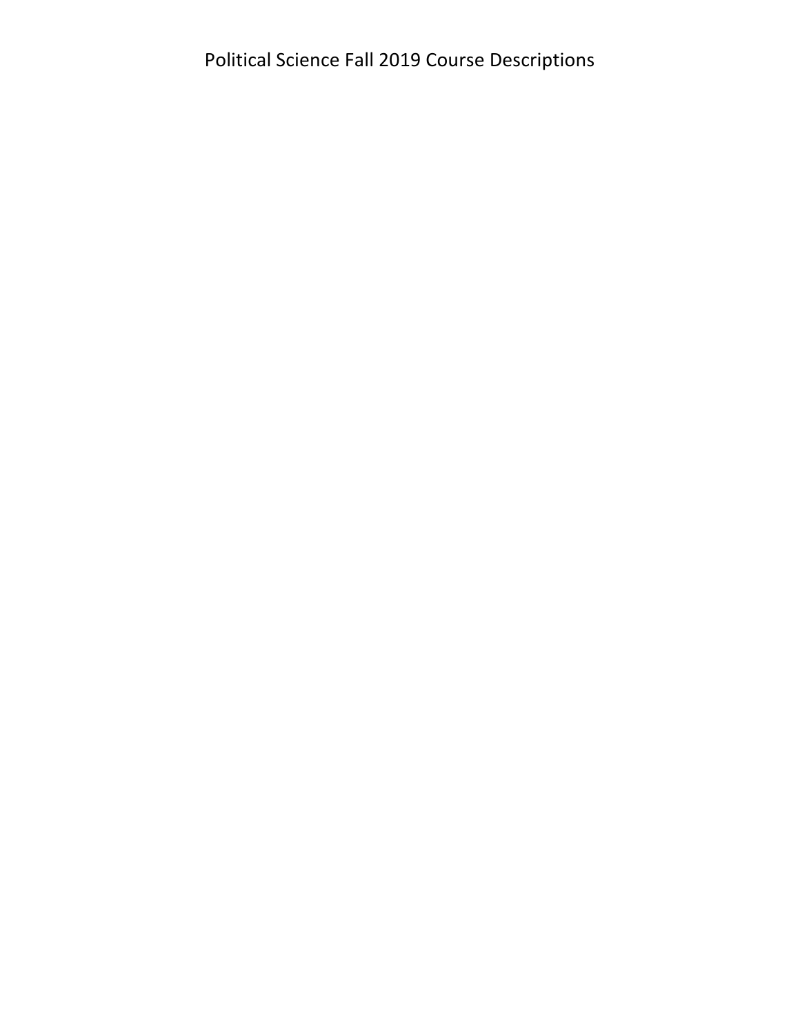# Political Science Fall 2019 Course Descriptions